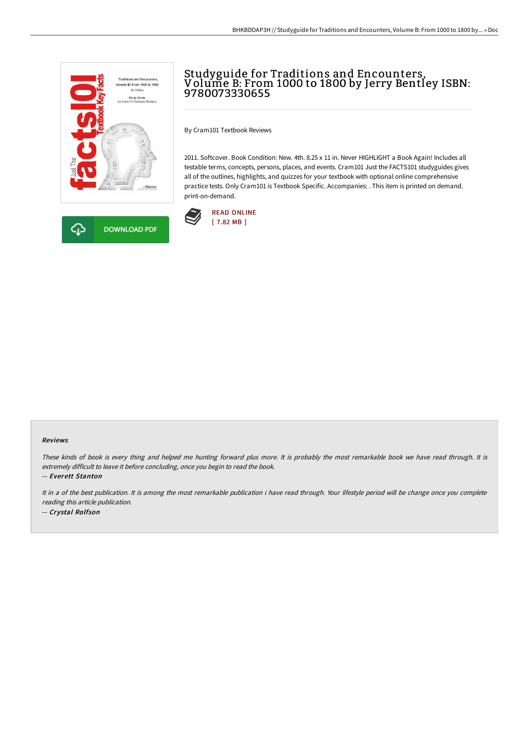# Studyguide for Traditions and Encounters, Volume B: From 1000 to 1800 by Jerry Bentley ISBN: 9780073330655

By Cram101 Textbook Reviews

2011. Softcover. Book Condition: New. 4th. 8.25 x 11 in. Never HIGHLIGHT a Book Again! Includes all testable terms, concepts, persons, places, and events. Cram101 Just the FACTS101 studyguides gives all of the outlines, highlights, and quizzes for your textbook with optional online comprehensive practice tests. Only Cram101 is Textbook Specific. Accompanies: . This item is printed on demand. print-on-demand.

DOWNLOAD PDF

READ ONLINE
[ 7.82 MB ]

### Reviews

*These kinds of book is every thing and helped me hunting forward plus more. It is probably the most remarkable book we have read through. It is extremely difficult to leave it before concluding, once you begin to read the book.*

*-- Everett Stanton*

*It in a of the best publication. It is among the most remarkable publication i have read through. Your lifestyle period will be change once you complete reading this article publication.*

*-- Crystal Rolfson*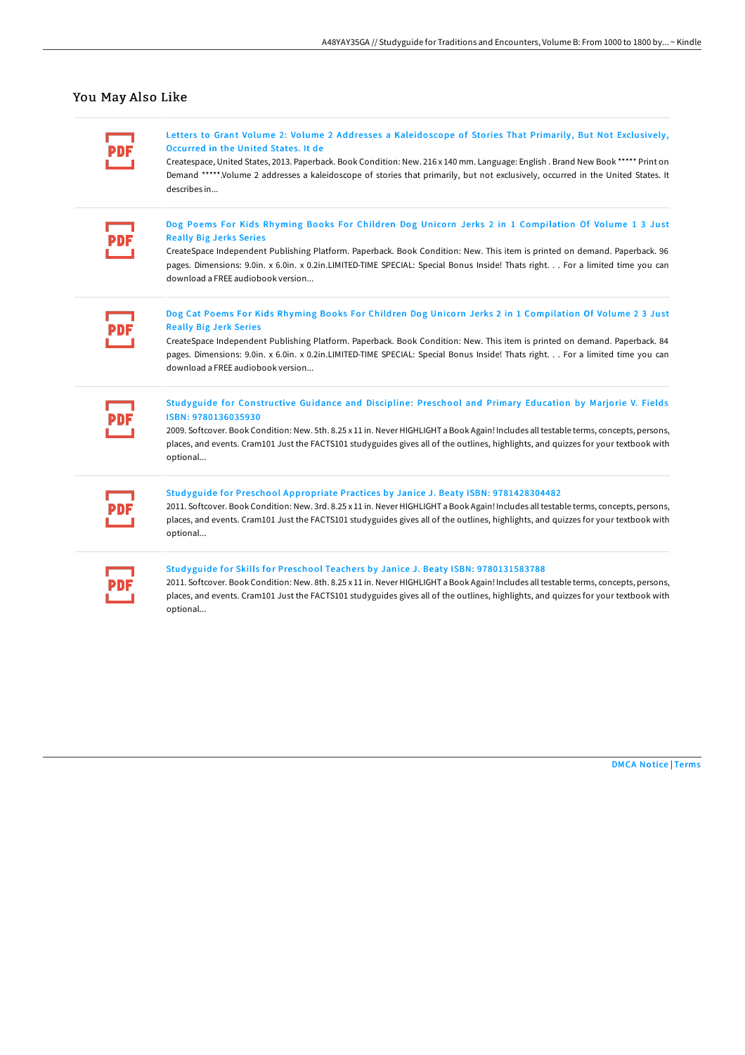## You May Also Like

**Letters to Grant Volume 2: Volume 2 Addresses a Kaleidoscope of Stories That Primarily, But Not Exclusively, Occurred in the United States. It de**

Createspace, United States, 2013. Paperback. Book Condition: New. 216 x 140 mm. Language: English . Brand New Book ***** Print on Demand *****.Volume 2 addresses a kaleidoscope of stories that primarily, but not exclusively, occurred in the United States. It describes in...

**Dog Poems For Kids Rhyming Books For Children Dog Unicorn Jerks 2 in 1 Compilation Of Volume 1 3 Just Really Big Jerks Series**

CreateSpace Independent Publishing Platform. Paperback. Book Condition: New. This item is printed on demand. Paperback. 96 pages. Dimensions: 9.0in. x 6.0in. x 0.2in.LIMITED-TIME SPECIAL: Special Bonus Inside! Thats right. . . For a limited time you can download a FREE audiobook version...

**Dog Cat Poems For Kids Rhyming Books For Children Dog Unicorn Jerks 2 in 1 Compilation Of Volume 2 3 Just Really Big Jerk Series**

CreateSpace Independent Publishing Platform. Paperback. Book Condition: New. This item is printed on demand. Paperback. 84 pages. Dimensions: 9.0in. x 6.0in. x 0.2in.LIMITED-TIME SPECIAL: Special Bonus Inside! Thats right. . . For a limited time you can download a FREE audiobook version...

**Studyguide for Constructive Guidance and Discipline: Preschool and Primary Education by Marjorie V. Fields ISBN: 9780136035930**

2009. Softcover. Book Condition: New. 5th. 8.25 x 11 in. Never HIGHLIGHT a Book Again! Includes all testable terms, concepts, persons, places, and events. Cram101 Just the FACTS101 studyguides gives all of the outlines, highlights, and quizzes for your textbook with optional...

**Studyguide for Preschool Appropriate Practices by Janice J. Beaty ISBN: 9781428304482**

2011. Softcover. Book Condition: New. 3rd. 8.25 x 11 in. Never HIGHLIGHT a Book Again! Includes all testable terms, concepts, persons, places, and events. Cram101 Just the FACTS101 studyguides gives all of the outlines, highlights, and quizzes for your textbook with optional...

**Studyguide for Skills for Preschool Teachers by Janice J. Beaty ISBN: 9780131583788**

2011. Softcover. Book Condition: New. 8th. 8.25 x 11 in. Never HIGHLIGHT a Book Again! Includes all testable terms, concepts, persons, places, and events. Cram101 Just the FACTS101 studyguides gives all of the outlines, highlights, and quizzes for your textbook with optional...